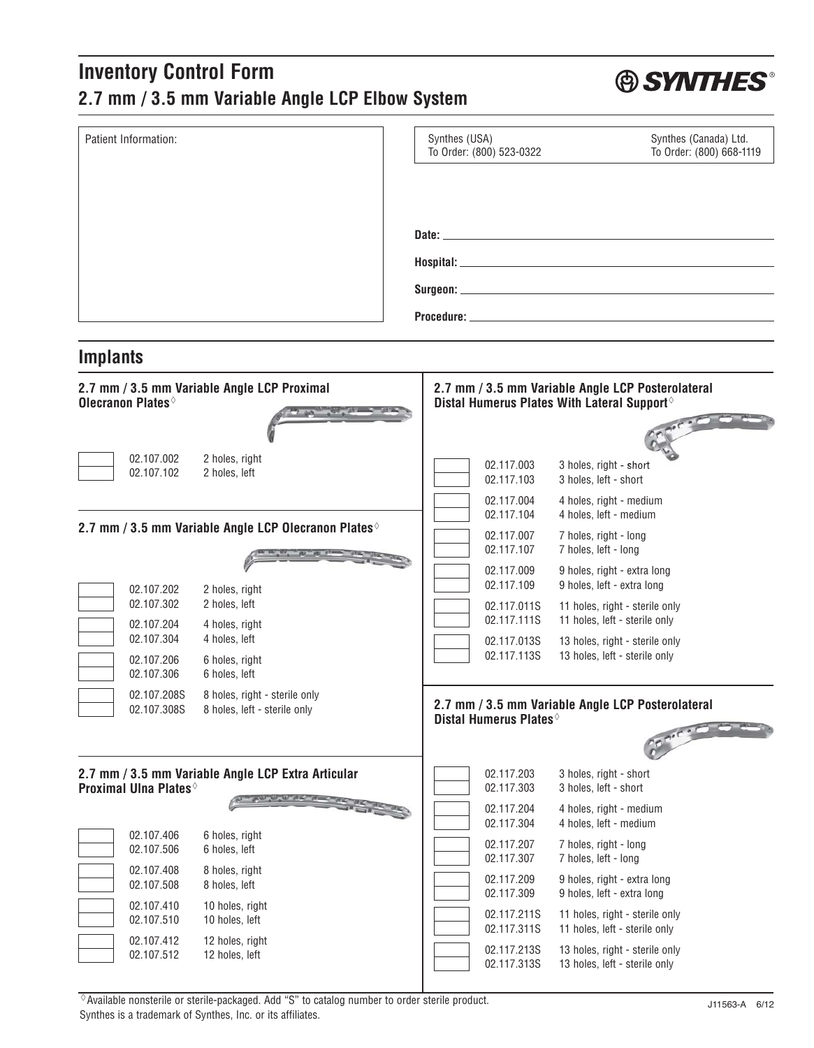# Inventory Control Form

## 2.7 mm / 3.5 mm Variable Angle LCP Elbow System

SYNTHES®

Patient Information:

Synthes (USA)
To Order: (800) 523-0322

Synthes (Canada) Ltd.
To Order: (800) 668-1119

**Date:** ______________________

**Hospital:** ______________________

**Surgeon:** ______________________

**Procedure:** ______________________

## Implants

### 2.7 mm / 3.5 mm Variable Angle LCP Proximal Olecranon Plates◊

| Qty | Catalog No. | Description |
|---|---|---|
| | 02.107.002 | 2 holes, right |
| | 02.107.102 | 2 holes, left |

### 2.7 mm / 3.5 mm Variable Angle LCP Olecranon Plates◊

| Qty | Catalog No. | Description |
|---|---|---|
| | 02.107.202 | 2 holes, right |
| | 02.107.302 | 2 holes, left |
| | 02.107.204 | 4 holes, right |
| | 02.107.304 | 4 holes, left |
| | 02.107.206 | 6 holes, right |
| | 02.107.306 | 6 holes, left |
| | 02.107.208S | 8 holes, right - sterile only |
| | 02.107.308S | 8 holes, left - sterile only |

### 2.7 mm / 3.5 mm Variable Angle LCP Extra Articular Proximal Ulna Plates◊

| Qty | Catalog No. | Description |
|---|---|---|
| | 02.107.406 | 6 holes, right |
| | 02.107.506 | 6 holes, left |
| | 02.107.408 | 8 holes, right |
| | 02.107.508 | 8 holes, left |
| | 02.107.410 | 10 holes, right |
| | 02.107.510 | 10 holes, left |
| | 02.107.412 | 12 holes, right |
| | 02.107.512 | 12 holes, left |

### 2.7 mm / 3.5 mm Variable Angle LCP Posterolateral Distal Humerus Plates With Lateral Support◊

| Qty | Catalog No. | Description |
|---|---|---|
| | 02.117.003 | 3 holes, right - short |
| | 02.117.103 | 3 holes, left - short |
| | 02.117.004 | 4 holes, right - medium |
| | 02.117.104 | 4 holes, left - medium |
| | 02.117.007 | 7 holes, right - long |
| | 02.117.107 | 7 holes, left - long |
| | 02.117.009 | 9 holes, right - extra long |
| | 02.117.109 | 9 holes, left - extra long |
| | 02.117.011S | 11 holes, right - sterile only |
| | 02.117.111S | 11 holes, left - sterile only |
| | 02.117.013S | 13 holes, right - sterile only |
| | 02.117.113S | 13 holes, left - sterile only |

### 2.7 mm / 3.5 mm Variable Angle LCP Posterolateral Distal Humerus Plates◊

| Qty | Catalog No. | Description |
|---|---|---|
| | 02.117.203 | 3 holes, right - short |
| | 02.117.303 | 3 holes, left - short |
| | 02.117.204 | 4 holes, right - medium |
| | 02.117.304 | 4 holes, left - medium |
| | 02.117.207 | 7 holes, right - long |
| | 02.117.307 | 7 holes, left - long |
| | 02.117.209 | 9 holes, right - extra long |
| | 02.117.309 | 9 holes, left - extra long |
| | 02.117.211S | 11 holes, right - sterile only |
| | 02.117.311S | 11 holes, left - sterile only |
| | 02.117.213S | 13 holes, right - sterile only |
| | 02.117.313S | 13 holes, left - sterile only |

◊Available nonsterile or sterile-packaged. Add "S" to catalog number to order sterile product.

Synthes is a trademark of Synthes, Inc. or its affiliates.

J11563-A 6/12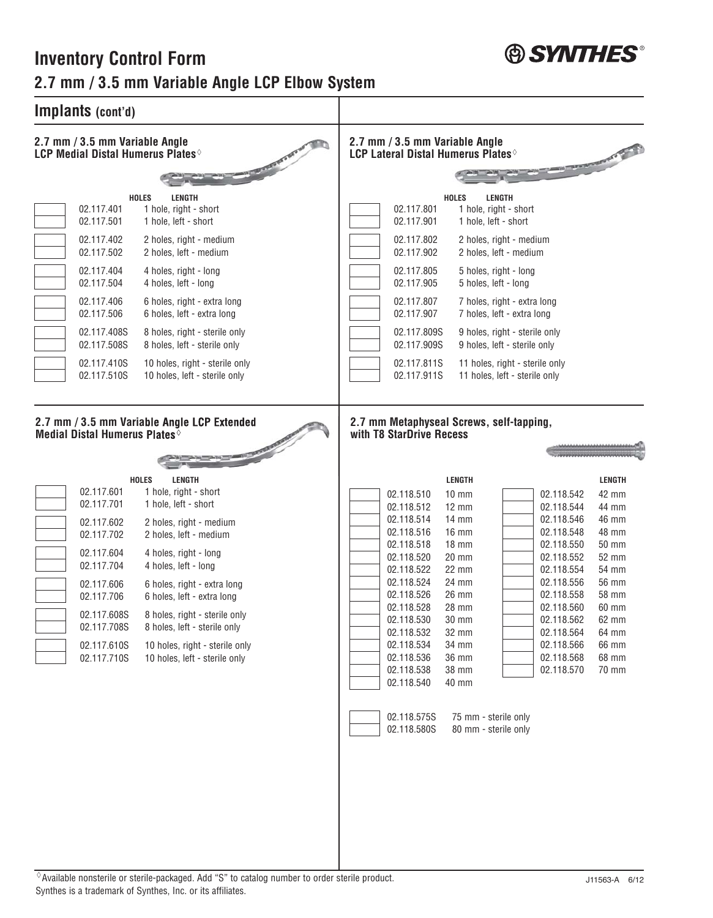# Inventory Control Form

## 2.7 mm / 3.5 mm Variable Angle LCP Elbow System

## Implants (cont'd)

### 2.7 mm / 3.5 mm Variable Angle LCP Medial Distal Humerus Plates◊

| | | HOLES LENGTH |
|---|---|---|
| | 02.117.401 | 1 hole, right - short |
| | 02.117.501 | 1 hole, left - short |
| | 02.117.402 | 2 holes, right - medium |
| | 02.117.502 | 2 holes, left - medium |
| | 02.117.404 | 4 holes, right - long |
| | 02.117.504 | 4 holes, left - long |
| | 02.117.406 | 6 holes, right - extra long |
| | 02.117.506 | 6 holes, left - extra long |
| | 02.117.408S | 8 holes, right - sterile only |
| | 02.117.508S | 8 holes, left - sterile only |
| | 02.117.410S | 10 holes, right - sterile only |
| | 02.117.510S | 10 holes, left - sterile only |

### 2.7 mm / 3.5 mm Variable Angle LCP Lateral Distal Humerus Plates◊

| | | HOLES LENGTH |
|---|---|---|
| | 02.117.801 | 1 hole, right - short |
| | 02.117.901 | 1 hole, left - short |
| | 02.117.802 | 2 holes, right - medium |
| | 02.117.902 | 2 holes, left - medium |
| | 02.117.805 | 5 holes, right - long |
| | 02.117.905 | 5 holes, left - long |
| | 02.117.807 | 7 holes, right - extra long |
| | 02.117.907 | 7 holes, left - extra long |
| | 02.117.809S | 9 holes, right - sterile only |
| | 02.117.909S | 9 holes, left - sterile only |
| | 02.117.811S | 11 holes, right - sterile only |
| | 02.117.911S | 11 holes, left - sterile only |

### 2.7 mm / 3.5 mm Variable Angle LCP Extended Medial Distal Humerus Plates◊

| | | HOLES LENGTH |
|---|---|---|
| | 02.117.601 | 1 hole, right - short |
| | 02.117.701 | 1 hole, left - short |
| | 02.117.602 | 2 holes, right - medium |
| | 02.117.702 | 2 holes, left - medium |
| | 02.117.604 | 4 holes, right - long |
| | 02.117.704 | 4 holes, left - long |
| | 02.117.606 | 6 holes, right - extra long |
| | 02.117.706 | 6 holes, left - extra long |
| | 02.117.608S | 8 holes, right - sterile only |
| | 02.117.708S | 8 holes, left - sterile only |
| | 02.117.610S | 10 holes, right - sterile only |
| | 02.117.710S | 10 holes, left - sterile only |

### 2.7 mm Metaphyseal Screws, self-tapping, with T8 StarDrive Recess

| | | LENGTH | | | LENGTH |
|---|---|---|---|---|---|
| | 02.118.510 | 10 mm | | 02.118.542 | 42 mm |
| | 02.118.512 | 12 mm | | 02.118.544 | 44 mm |
| | 02.118.514 | 14 mm | | 02.118.546 | 46 mm |
| | 02.118.516 | 16 mm | | 02.118.548 | 48 mm |
| | 02.118.518 | 18 mm | | 02.118.550 | 50 mm |
| | 02.118.520 | 20 mm | | 02.118.552 | 52 mm |
| | 02.118.522 | 22 mm | | 02.118.554 | 54 mm |
| | 02.118.524 | 24 mm | | 02.118.556 | 56 mm |
| | 02.118.526 | 26 mm | | 02.118.558 | 58 mm |
| | 02.118.528 | 28 mm | | 02.118.560 | 60 mm |
| | 02.118.530 | 30 mm | | 02.118.562 | 62 mm |
| | 02.118.532 | 32 mm | | 02.118.564 | 64 mm |
| | 02.118.534 | 34 mm | | 02.118.566 | 66 mm |
| | 02.118.536 | 36 mm | | 02.118.568 | 68 mm |
| | 02.118.538 | 38 mm | | 02.118.570 | 70 mm |
| | 02.118.540 | 40 mm | | | |

| | | |
|---|---|---|
| | 02.118.575S | 75 mm - sterile only |
| | 02.118.580S | 80 mm - sterile only |

◊Available nonsterile or sterile-packaged. Add "S" to catalog number to order sterile product.

Synthes is a trademark of Synthes, Inc. or its affiliates.

J11563-A 6/12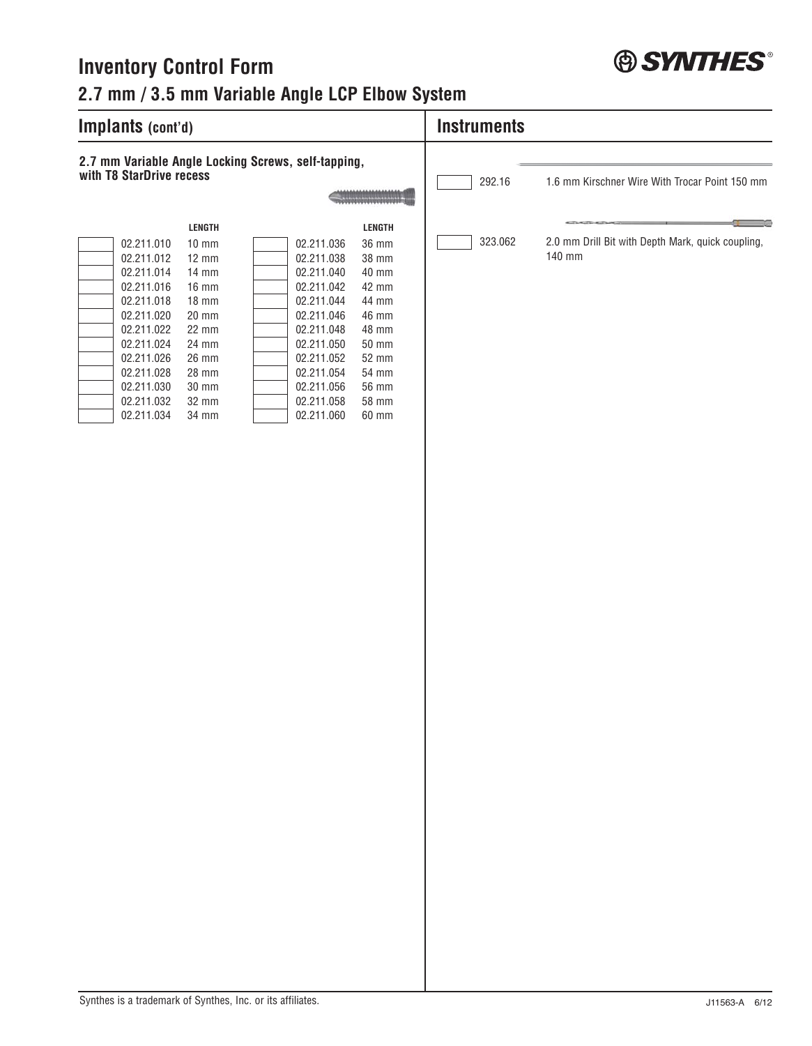# Inventory Control Form

## 2.7 mm / 3.5 mm Variable Angle LCP Elbow System

### Implants (cont'd)

**2.7 mm Variable Angle Locking Screws, self-tapping, with T8 StarDrive recess**

| | | LENGTH | | | LENGTH |
|---|---|---|---|---|---|
| | 02.211.010 | 10 mm | | 02.211.036 | 36 mm |
| | 02.211.012 | 12 mm | | 02.211.038 | 38 mm |
| | 02.211.014 | 14 mm | | 02.211.040 | 40 mm |
| | 02.211.016 | 16 mm | | 02.211.042 | 42 mm |
| | 02.211.018 | 18 mm | | 02.211.044 | 44 mm |
| | 02.211.020 | 20 mm | | 02.211.046 | 46 mm |
| | 02.211.022 | 22 mm | | 02.211.048 | 48 mm |
| | 02.211.024 | 24 mm | | 02.211.050 | 50 mm |
| | 02.211.026 | 26 mm | | 02.211.052 | 52 mm |
| | 02.211.028 | 28 mm | | 02.211.054 | 54 mm |
| | 02.211.030 | 30 mm | | 02.211.056 | 56 mm |
| | 02.211.032 | 32 mm | | 02.211.058 | 58 mm |
| | 02.211.034 | 34 mm | | 02.211.060 | 60 mm |

### Instruments

| | | |
|---|---|---|
| | 292.16 | 1.6 mm Kirschner Wire With Trocar Point 150 mm |
| | 323.062 | 2.0 mm Drill Bit with Depth Mark, quick coupling, 140 mm |

Synthes is a trademark of Synthes, Inc. or its affiliates.

J11563-A 6/12